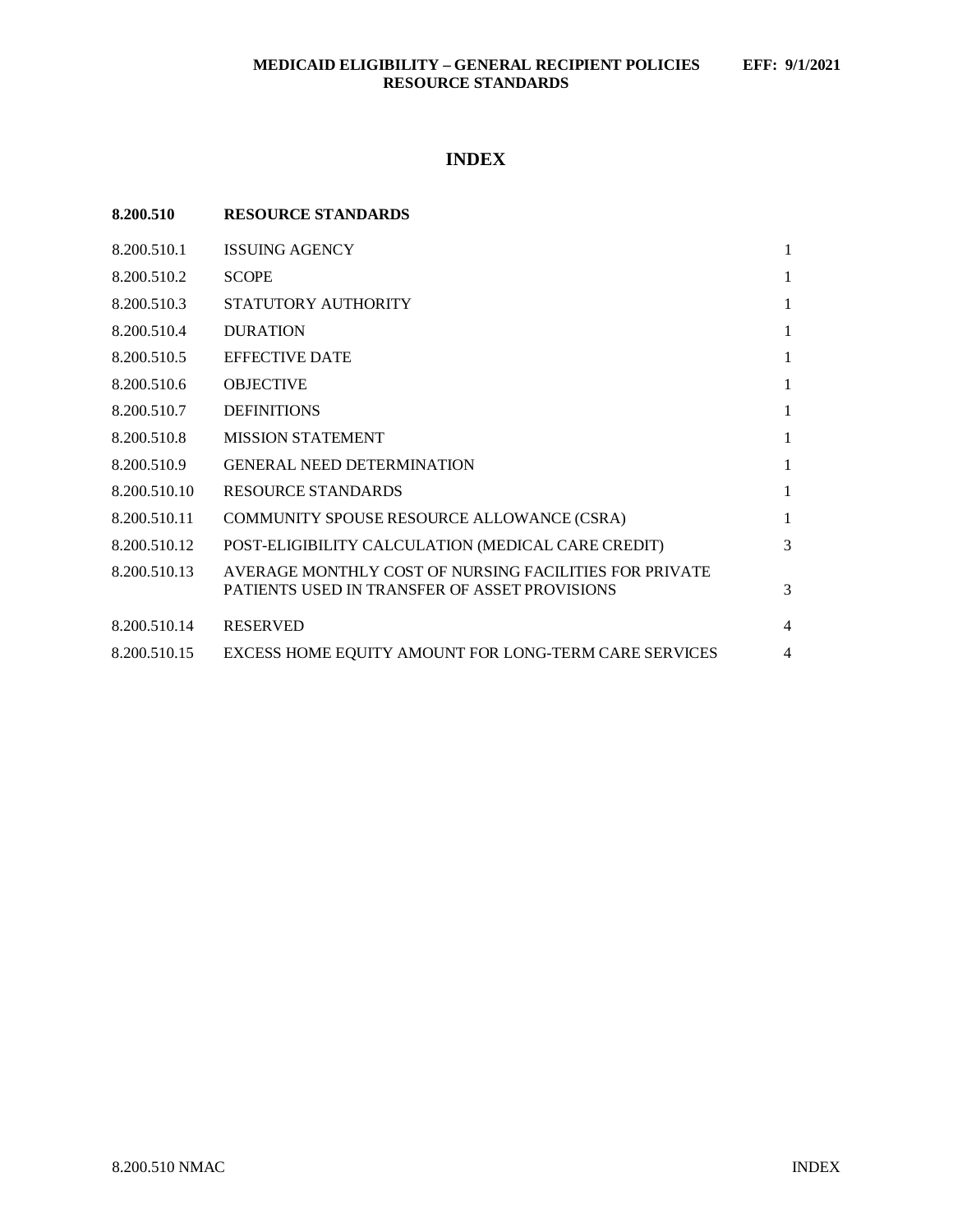# INDEX

**8.200.510 RESOURCE STANDARDS**

| Section | Title | Page |
|---|---|---|
| 8.200.510.1 | ISSUING AGENCY | 1 |
| 8.200.510.2 | SCOPE | 1 |
| 8.200.510.3 | STATUTORY AUTHORITY | 1 |
| 8.200.510.4 | DURATION | 1 |
| 8.200.510.5 | EFFECTIVE DATE | 1 |
| 8.200.510.6 | OBJECTIVE | 1 |
| 8.200.510.7 | DEFINITIONS | 1 |
| 8.200.510.8 | MISSION STATEMENT | 1 |
| 8.200.510.9 | GENERAL NEED DETERMINATION | 1 |
| 8.200.510.10 | RESOURCE STANDARDS | 1 |
| 8.200.510.11 | COMMUNITY SPOUSE RESOURCE ALLOWANCE (CSRA) | 1 |
| 8.200.510.12 | POST-ELIGIBILITY CALCULATION (MEDICAL CARE CREDIT) | 3 |
| 8.200.510.13 | AVERAGE MONTHLY COST OF NURSING FACILITIES FOR PRIVATE PATIENTS USED IN TRANSFER OF ASSET PROVISIONS | 3 |
| 8.200.510.14 | RESERVED | 4 |
| 8.200.510.15 | EXCESS HOME EQUITY AMOUNT FOR LONG-TERM CARE SERVICES | 4 |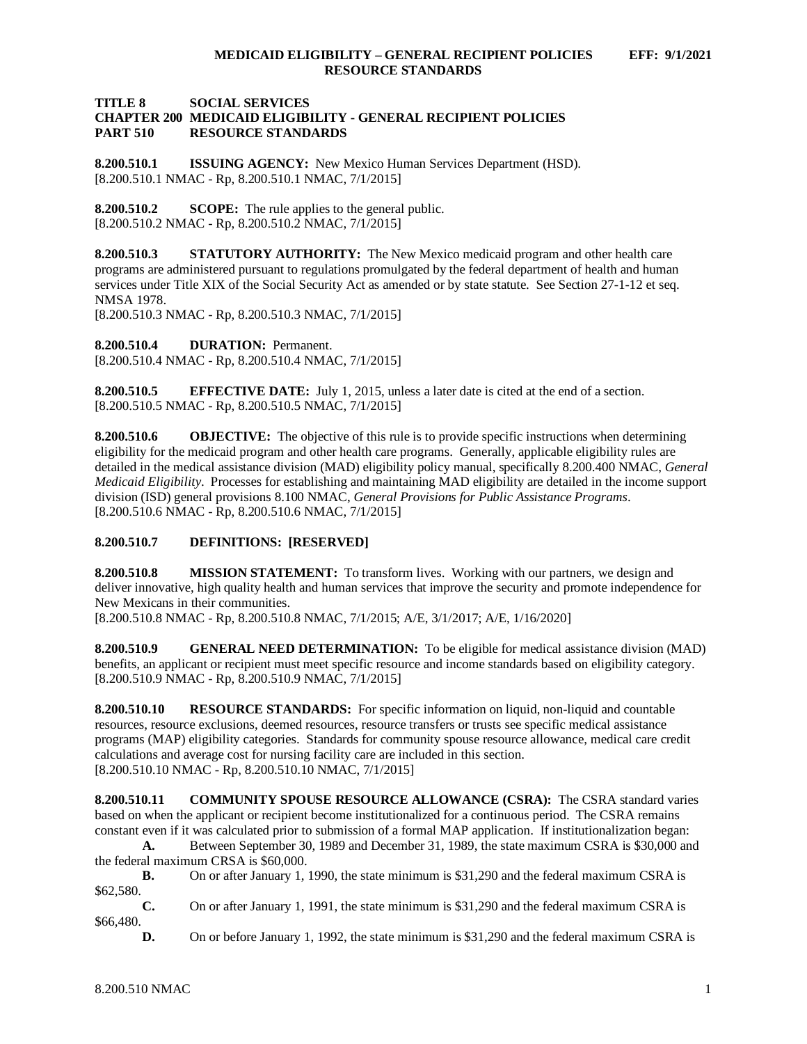# TITLE 8 SOCIAL SERVICES
## CHAPTER 200 MEDICAID ELIGIBILITY - GENERAL RECIPIENT POLICIES
## PART 510 RESOURCE STANDARDS

**8.200.510.1 ISSUING AGENCY:** New Mexico Human Services Department (HSD).
[8.200.510.1 NMAC - Rp, 8.200.510.1 NMAC, 7/1/2015]

**8.200.510.2 SCOPE:** The rule applies to the general public.
[8.200.510.2 NMAC - Rp, 8.200.510.2 NMAC, 7/1/2015]

**8.200.510.3 STATUTORY AUTHORITY:** The New Mexico medicaid program and other health care programs are administered pursuant to regulations promulgated by the federal department of health and human services under Title XIX of the Social Security Act as amended or by state statute. See Section 27-1-12 et seq. NMSA 1978.
[8.200.510.3 NMAC - Rp, 8.200.510.3 NMAC, 7/1/2015]

**8.200.510.4 DURATION:** Permanent.
[8.200.510.4 NMAC - Rp, 8.200.510.4 NMAC, 7/1/2015]

**8.200.510.5 EFFECTIVE DATE:** July 1, 2015, unless a later date is cited at the end of a section.
[8.200.510.5 NMAC - Rp, 8.200.510.5 NMAC, 7/1/2015]

**8.200.510.6 OBJECTIVE:** The objective of this rule is to provide specific instructions when determining eligibility for the medicaid program and other health care programs. Generally, applicable eligibility rules are detailed in the medical assistance division (MAD) eligibility policy manual, specifically 8.200.400 NMAC, *General Medicaid Eligibility*. Processes for establishing and maintaining MAD eligibility are detailed in the income support division (ISD) general provisions 8.100 NMAC, *General Provisions for Public Assistance Programs*.
[8.200.510.6 NMAC - Rp, 8.200.510.6 NMAC, 7/1/2015]

**8.200.510.7 DEFINITIONS: [RESERVED]**

**8.200.510.8 MISSION STATEMENT:** To transform lives. Working with our partners, we design and deliver innovative, high quality health and human services that improve the security and promote independence for New Mexicans in their communities.
[8.200.510.8 NMAC - Rp, 8.200.510.8 NMAC, 7/1/2015; A/E, 3/1/2017; A/E, 1/16/2020]

**8.200.510.9 GENERAL NEED DETERMINATION:** To be eligible for medical assistance division (MAD) benefits, an applicant or recipient must meet specific resource and income standards based on eligibility category.
[8.200.510.9 NMAC - Rp, 8.200.510.9 NMAC, 7/1/2015]

**8.200.510.10 RESOURCE STANDARDS:** For specific information on liquid, non-liquid and countable resources, resource exclusions, deemed resources, resource transfers or trusts see specific medical assistance programs (MAP) eligibility categories. Standards for community spouse resource allowance, medical care credit calculations and average cost for nursing facility care are included in this section.
[8.200.510.10 NMAC - Rp, 8.200.510.10 NMAC, 7/1/2015]

**8.200.510.11 COMMUNITY SPOUSE RESOURCE ALLOWANCE (CSRA):** The CSRA standard varies based on when the applicant or recipient become institutionalized for a continuous period. The CSRA remains constant even if it was calculated prior to submission of a formal MAP application. If institutionalization began:

**A.** Between September 30, 1989 and December 31, 1989, the state maximum CSRA is $30,000 and the federal maximum CRSA is $60,000.

**B.** On or after January 1, 1990, the state minimum is $31,290 and the federal maximum CSRA is $62,580.

**C.** On or after January 1, 1991, the state minimum is $31,290 and the federal maximum CSRA is $66,480.

**D.** On or before January 1, 1992, the state minimum is $31,290 and the federal maximum CSRA is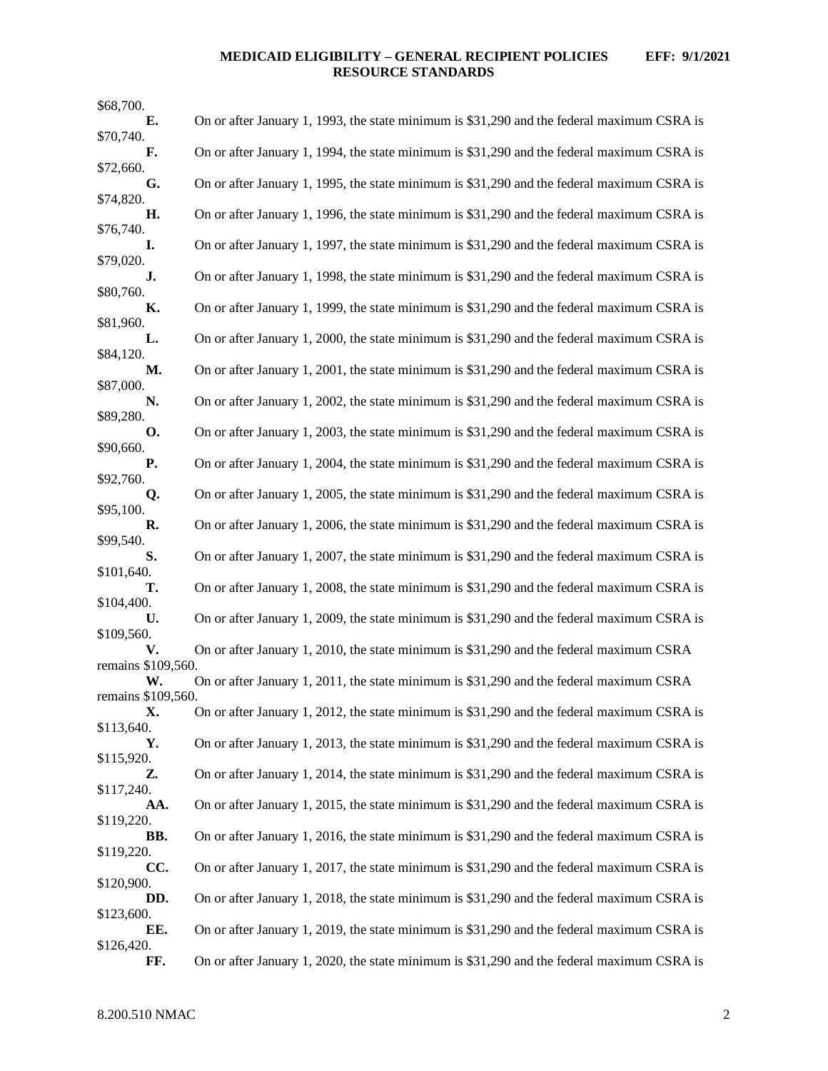$68,700.

**E.** On or after January 1, 1993, the state minimum is $31,290 and the federal maximum CSRA is $70,740.

**F.** On or after January 1, 1994, the state minimum is $31,290 and the federal maximum CSRA is $72,660.

**G.** On or after January 1, 1995, the state minimum is $31,290 and the federal maximum CSRA is $74,820.

**H.** On or after January 1, 1996, the state minimum is $31,290 and the federal maximum CSRA is $76,740.

**I.** On or after January 1, 1997, the state minimum is $31,290 and the federal maximum CSRA is $79,020.

**J.** On or after January 1, 1998, the state minimum is $31,290 and the federal maximum CSRA is $80,760.

**K.** On or after January 1, 1999, the state minimum is $31,290 and the federal maximum CSRA is $81,960.

**L.** On or after January 1, 2000, the state minimum is $31,290 and the federal maximum CSRA is $84,120.

**M.** On or after January 1, 2001, the state minimum is $31,290 and the federal maximum CSRA is $87,000.

**N.** On or after January 1, 2002, the state minimum is $31,290 and the federal maximum CSRA is $89,280.

**O.** On or after January 1, 2003, the state minimum is $31,290 and the federal maximum CSRA is $90,660.

**P.** On or after January 1, 2004, the state minimum is $31,290 and the federal maximum CSRA is $92,760.

**Q.** On or after January 1, 2005, the state minimum is $31,290 and the federal maximum CSRA is $95,100.

**R.** On or after January 1, 2006, the state minimum is $31,290 and the federal maximum CSRA is $99,540.

**S.** On or after January 1, 2007, the state minimum is $31,290 and the federal maximum CSRA is $101,640.

**T.** On or after January 1, 2008, the state minimum is $31,290 and the federal maximum CSRA is $104,400.

**U.** On or after January 1, 2009, the state minimum is $31,290 and the federal maximum CSRA is $109,560.

**V.** On or after January 1, 2010, the state minimum is $31,290 and the federal maximum CSRA remains $109,560.

**W.** On or after January 1, 2011, the state minimum is $31,290 and the federal maximum CSRA remains $109,560.

**X.** On or after January 1, 2012, the state minimum is $31,290 and the federal maximum CSRA is $113,640.

**Y.** On or after January 1, 2013, the state minimum is $31,290 and the federal maximum CSRA is $115,920.

**Z.** On or after January 1, 2014, the state minimum is $31,290 and the federal maximum CSRA is $117,240.

**AA.** On or after January 1, 2015, the state minimum is $31,290 and the federal maximum CSRA is $119,220.

**BB.** On or after January 1, 2016, the state minimum is $31,290 and the federal maximum CSRA is $119,220.

**CC.** On or after January 1, 2017, the state minimum is $31,290 and the federal maximum CSRA is $120,900.

**DD.** On or after January 1, 2018, the state minimum is $31,290 and the federal maximum CSRA is $123,600.

**EE.** On or after January 1, 2019, the state minimum is $31,290 and the federal maximum CSRA is $126,420.

**FF.** On or after January 1, 2020, the state minimum is $31,290 and the federal maximum CSRA is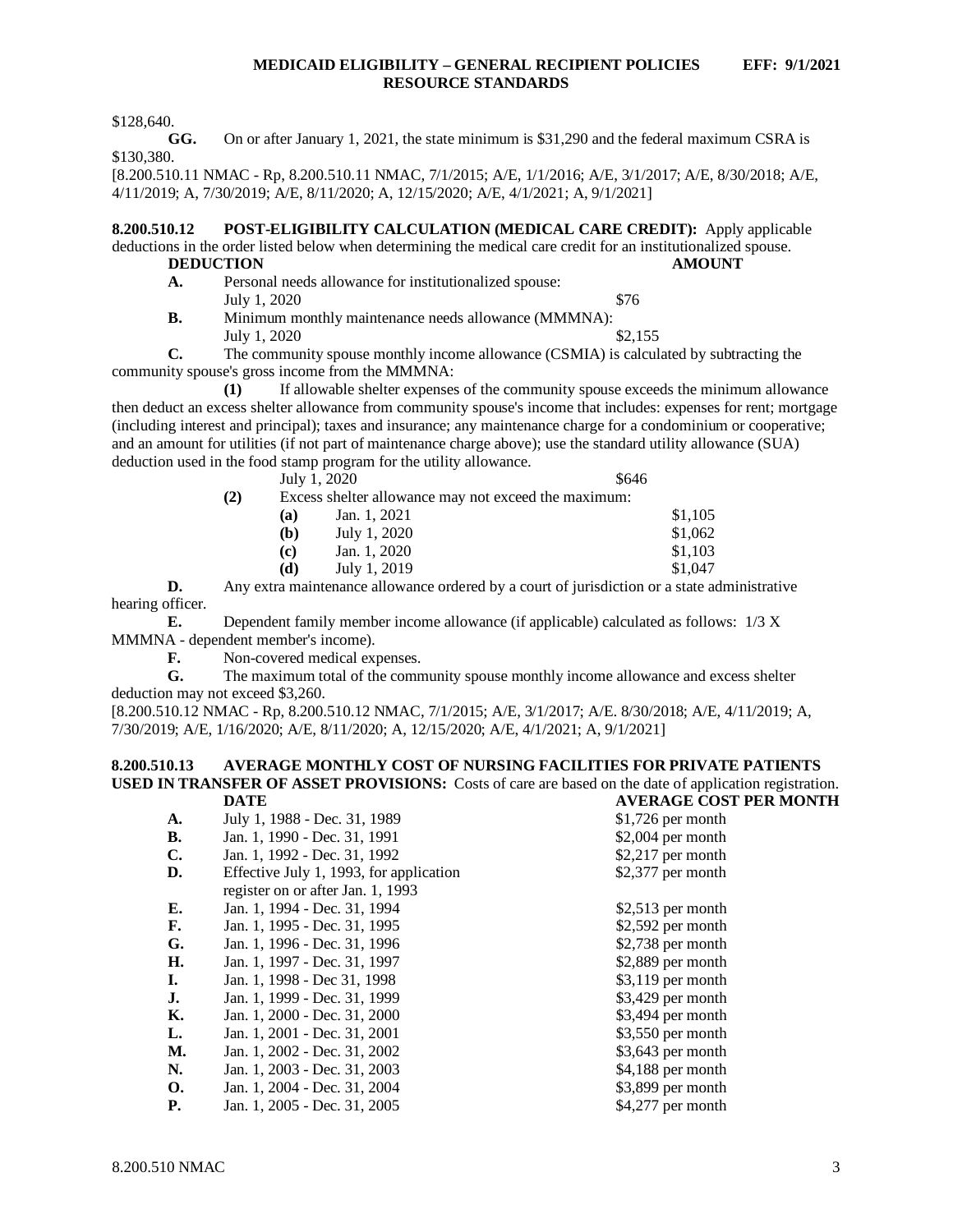$128,640.

**GG.** On or after January 1, 2021, the state minimum is $31,290 and the federal maximum CSRA is $130,380.

[8.200.510.11 NMAC - Rp, 8.200.510.11 NMAC, 7/1/2015; A/E, 1/1/2016; A/E, 3/1/2017; A/E, 8/30/2018; A/E, 4/11/2019; A, 7/30/2019; A/E, 8/11/2020; A, 12/15/2020; A/E, 4/1/2021; A, 9/1/2021]

**8.200.510.12 POST-ELIGIBILITY CALCULATION (MEDICAL CARE CREDIT):** Apply applicable deductions in the order listed below when determining the medical care credit for an institutionalized spouse.

| **DEDUCTION** | **AMOUNT** |
|---|---|
| **A.** Personal needs allowance for institutionalized spouse: | |
| July 1, 2020 | $76 |
| **B.** Minimum monthly maintenance needs allowance (MMMNA): | |
| July 1, 2020 | $2,155 |

**C.** The community spouse monthly income allowance (CSMIA) is calculated by subtracting the community spouse's gross income from the MMMNA:

**(1)** If allowable shelter expenses of the community spouse exceeds the minimum allowance then deduct an excess shelter allowance from community spouse's income that includes: expenses for rent; mortgage (including interest and principal); taxes and insurance; any maintenance charge for a condominium or cooperative; and an amount for utilities (if not part of maintenance charge above); use the standard utility allowance (SUA) deduction used in the food stamp program for the utility allowance.

July 1, 2020 $646

**(2)** Excess shelter allowance may not exceed the maximum:

| | | |
|---|---|---|
| **(a)** | Jan. 1, 2021 | $1,105 |
| **(b)** | July 1, 2020 | $1,062 |
| **(c)** | Jan. 1, 2020 | $1,103 |
| **(d)** | July 1, 2019 | $1,047 |

**D.** Any extra maintenance allowance ordered by a court of jurisdiction or a state administrative hearing officer.

**E.** Dependent family member income allowance (if applicable) calculated as follows: 1/3 X MMMNA - dependent member's income).

**F.** Non-covered medical expenses.

**G.** The maximum total of the community spouse monthly income allowance and excess shelter deduction may not exceed $3,260.

[8.200.510.12 NMAC - Rp, 8.200.510.12 NMAC, 7/1/2015; A/E, 3/1/2017; A/E. 8/30/2018; A/E, 4/11/2019; A, 7/30/2019; A/E, 1/16/2020; A/E, 8/11/2020; A, 12/15/2020; A/E, 4/1/2021; A, 9/1/2021]

**8.200.510.13 AVERAGE MONTHLY COST OF NURSING FACILITIES FOR PRIVATE PATIENTS USED IN TRANSFER OF ASSET PROVISIONS:** Costs of care are based on the date of application registration.

| | **DATE** | **AVERAGE COST PER MONTH** |
|---|---|---|
| **A.** | July 1, 1988 - Dec. 31, 1989 | $1,726 per month |
| **B.** | Jan. 1, 1990 - Dec. 31, 1991 | $2,004 per month |
| **C.** | Jan. 1, 1992 - Dec. 31, 1992 | $2,217 per month |
| **D.** | Effective July 1, 1993, for application register on or after Jan. 1, 1993 | $2,377 per month |
| **E.** | Jan. 1, 1994 - Dec. 31, 1994 | $2,513 per month |
| **F.** | Jan. 1, 1995 - Dec. 31, 1995 | $2,592 per month |
| **G.** | Jan. 1, 1996 - Dec. 31, 1996 | $2,738 per month |
| **H.** | Jan. 1, 1997 - Dec. 31, 1997 | $2,889 per month |
| **I.** | Jan. 1, 1998 - Dec 31, 1998 | $3,119 per month |
| **J.** | Jan. 1, 1999 - Dec. 31, 1999 | $3,429 per month |
| **K.** | Jan. 1, 2000 - Dec. 31, 2000 | $3,494 per month |
| **L.** | Jan. 1, 2001 - Dec. 31, 2001 | $3,550 per month |
| **M.** | Jan. 1, 2002 - Dec. 31, 2002 | $3,643 per month |
| **N.** | Jan. 1, 2003 - Dec. 31, 2003 | $4,188 per month |
| **O.** | Jan. 1, 2004 - Dec. 31, 2004 | $3,899 per month |
| **P.** | Jan. 1, 2005 - Dec. 31, 2005 | $4,277 per month |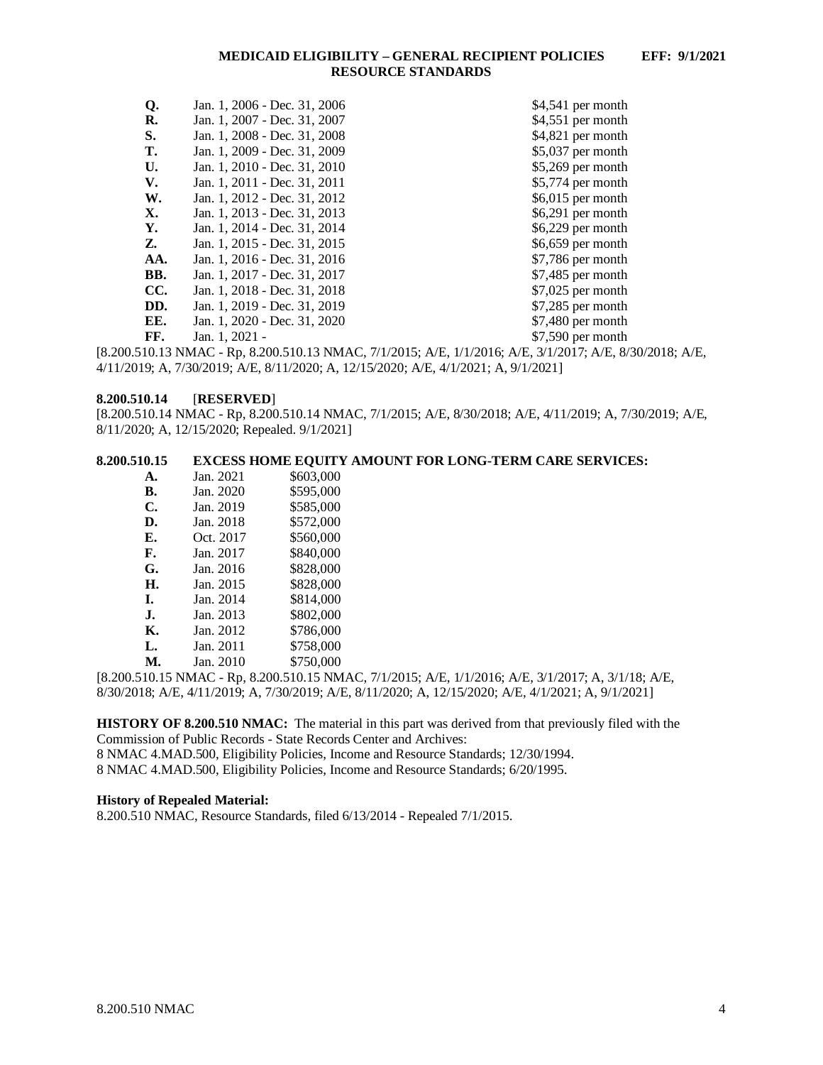| | | |
|---|---|---|
| **Q.** | Jan. 1, 2006 - Dec. 31, 2006 | $4,541 per month |
| **R.** | Jan. 1, 2007 - Dec. 31, 2007 | $4,551 per month |
| **S.** | Jan. 1, 2008 - Dec. 31, 2008 | $4,821 per month |
| **T.** | Jan. 1, 2009 - Dec. 31, 2009 | $5,037 per month |
| **U.** | Jan. 1, 2010 - Dec. 31, 2010 | $5,269 per month |
| **V.** | Jan. 1, 2011 - Dec. 31, 2011 | $5,774 per month |
| **W.** | Jan. 1, 2012 - Dec. 31, 2012 | $6,015 per month |
| **X.** | Jan. 1, 2013 - Dec. 31, 2013 | $6,291 per month |
| **Y.** | Jan. 1, 2014 - Dec. 31, 2014 | $6,229 per month |
| **Z.** | Jan. 1, 2015 - Dec. 31, 2015 | $6,659 per month |
| **AA.** | Jan. 1, 2016 - Dec. 31, 2016 | $7,786 per month |
| **BB.** | Jan. 1, 2017 - Dec. 31, 2017 | $7,485 per month |
| **CC.** | Jan. 1, 2018 - Dec. 31, 2018 | $7,025 per month |
| **DD.** | Jan. 1, 2019 - Dec. 31, 2019 | $7,285 per month |
| **EE.** | Jan. 1, 2020 - Dec. 31, 2020 | $7,480 per month |
| **FF.** | Jan. 1, 2021 - | $7,590 per month |

[8.200.510.13 NMAC - Rp, 8.200.510.13 NMAC, 7/1/2015; A/E, 1/1/2016; A/E, 3/1/2017; A/E, 8/30/2018; A/E, 4/11/2019; A, 7/30/2019; A/E, 8/11/2020; A, 12/15/2020; A/E, 4/1/2021; A, 9/1/2021]

**8.200.510.14** [**RESERVED**]
[8.200.510.14 NMAC - Rp, 8.200.510.14 NMAC, 7/1/2015; A/E, 8/30/2018; A/E, 4/11/2019; A, 7/30/2019; A/E, 8/11/2020; A, 12/15/2020; Repealed. 9/1/2021]

**8.200.510.15 EXCESS HOME EQUITY AMOUNT FOR LONG-TERM CARE SERVICES:**

| | | |
|---|---|---|
| **A.** | Jan. 2021 | $603,000 |
| **B.** | Jan. 2020 | $595,000 |
| **C.** | Jan. 2019 | $585,000 |
| **D.** | Jan. 2018 | $572,000 |
| **E.** | Oct. 2017 | $560,000 |
| **F.** | Jan. 2017 | $840,000 |
| **G.** | Jan. 2016 | $828,000 |
| **H.** | Jan. 2015 | $828,000 |
| **I.** | Jan. 2014 | $814,000 |
| **J.** | Jan. 2013 | $802,000 |
| **K.** | Jan. 2012 | $786,000 |
| **L.** | Jan. 2011 | $758,000 |
| **M.** | Jan. 2010 | $750,000 |

[8.200.510.15 NMAC - Rp, 8.200.510.15 NMAC, 7/1/2015; A/E, 1/1/2016; A/E, 3/1/2017; A, 3/1/18; A/E, 8/30/2018; A/E, 4/11/2019; A, 7/30/2019; A/E, 8/11/2020; A, 12/15/2020; A/E, 4/1/2021; A, 9/1/2021]

**HISTORY OF 8.200.510 NMAC:** The material in this part was derived from that previously filed with the Commission of Public Records - State Records Center and Archives:
8 NMAC 4.MAD.500, Eligibility Policies, Income and Resource Standards; 12/30/1994.
8 NMAC 4.MAD.500, Eligibility Policies, Income and Resource Standards; 6/20/1995.

**History of Repealed Material:**
8.200.510 NMAC, Resource Standards, filed 6/13/2014 - Repealed 7/1/2015.